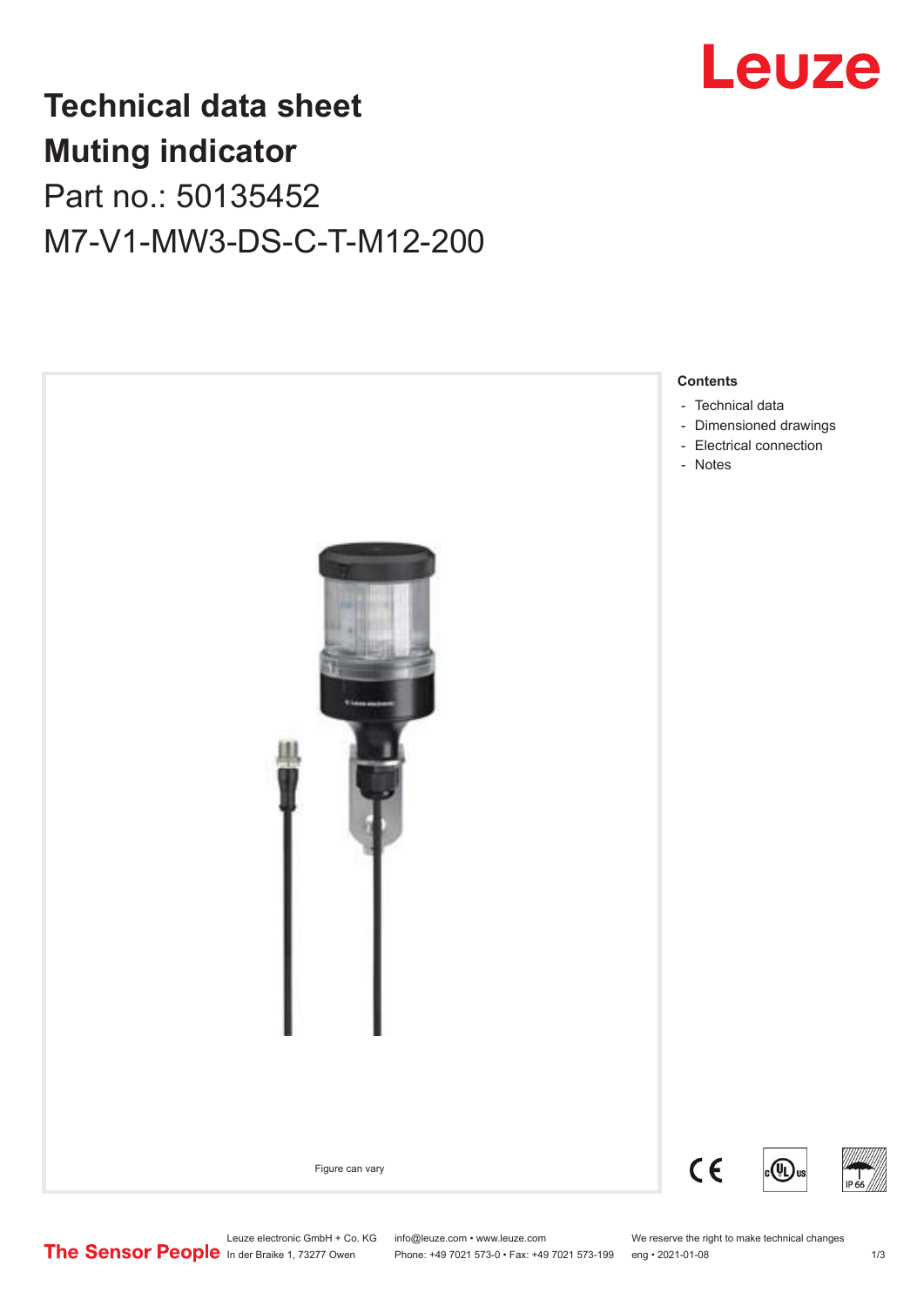# Technical data sheet
# Muting indicator

Part no.: 50135452

M7-V1-MW3-DS-C-T-M12-200

Figure can vary

**Contents**

- Technical data
- Dimensioned drawings
- Electrical connection
- Notes

Leuze electronic GmbH + Co. KG
In der Braike 1, 73277 Owen

info@leuze.com • www.leuze.com
Phone: +49 7021 573-0 • Fax: +49 7021 573-199

We reserve the right to make technical changes
eng • 2021-01-08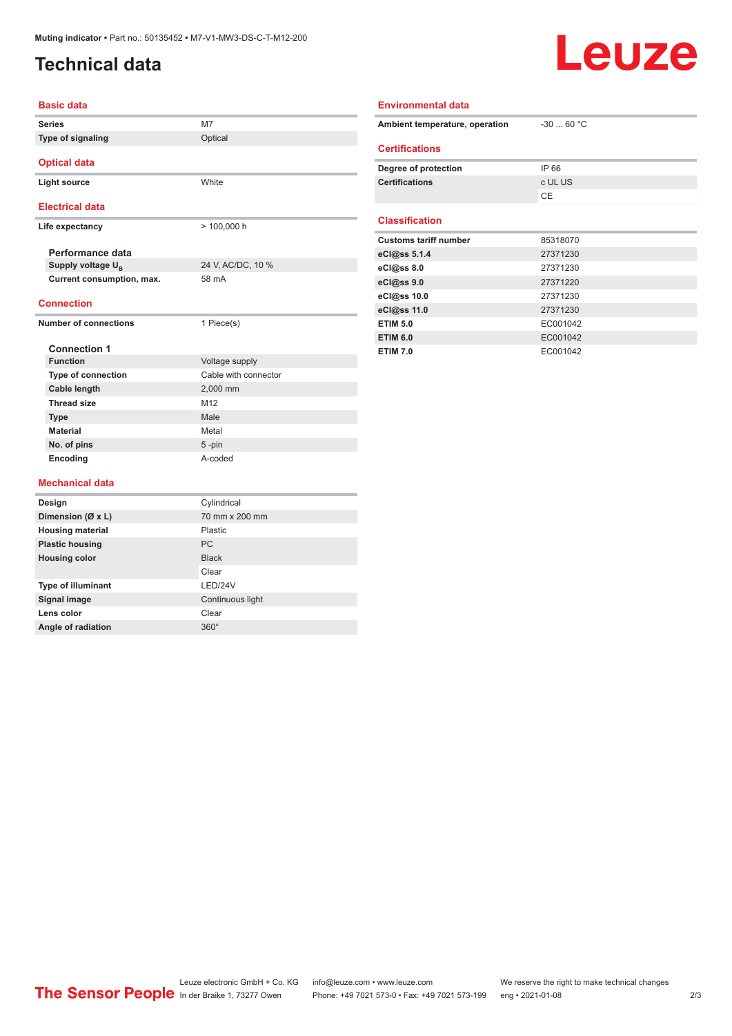Muting indicator • Part no.: 50135452 • M7-V1-MW3-DS-C-T-M12-200

# Technical data

## Basic data

| | |
|---|---|
| Series | M7 |
| Type of signaling | Optical |

## Optical data

| | |
|---|---|
| Light source | White |

## Electrical data

| | |
|---|---|
| Life expectancy | > 100,000 h |

### Performance data

| | |
|---|---|
| Supply voltage $U_B$ | 24 V, AC/DC, 10 % |
| Current consumption, max. | 58 mA |

## Connection

| | |
|---|---|
| Number of connections | 1 Piece(s) |

### Connection 1

| | |
|---|---|
| Function | Voltage supply |
| Type of connection | Cable with connector |
| Cable length | 2,000 mm |
| Thread size | M12 |
| Type | Male |
| Material | Metal |
| No. of pins | 5 -pin |
| Encoding | A-coded |

## Mechanical data

| | |
|---|---|
| Design | Cylindrical |
| Dimension (Ø x L) | 70 mm x 200 mm |
| Housing material | Plastic |
| Plastic housing | PC |
| Housing color | Black |
| | Clear |
| Type of illuminant | LED/24V |
| Signal image | Continuous light |
| Lens color | Clear |
| Angle of radiation | 360° |

## Environmental data

| | |
|---|---|
| Ambient temperature, operation | -30 ... 60 °C |

## Certifications

| | |
|---|---|
| Degree of protection | IP 66 |
| Certifications | c UL US |
| | CE |

## Classification

| | |
|---|---|
| Customs tariff number | 85318070 |
| eCl@ss 5.1.4 | 27371230 |
| eCl@ss 8.0 | 27371230 |
| eCl@ss 9.0 | 27371220 |
| eCl@ss 10.0 | 27371230 |
| eCl@ss 11.0 | 27371230 |
| ETIM 5.0 | EC001042 |
| ETIM 6.0 | EC001042 |
| ETIM 7.0 | EC001042 |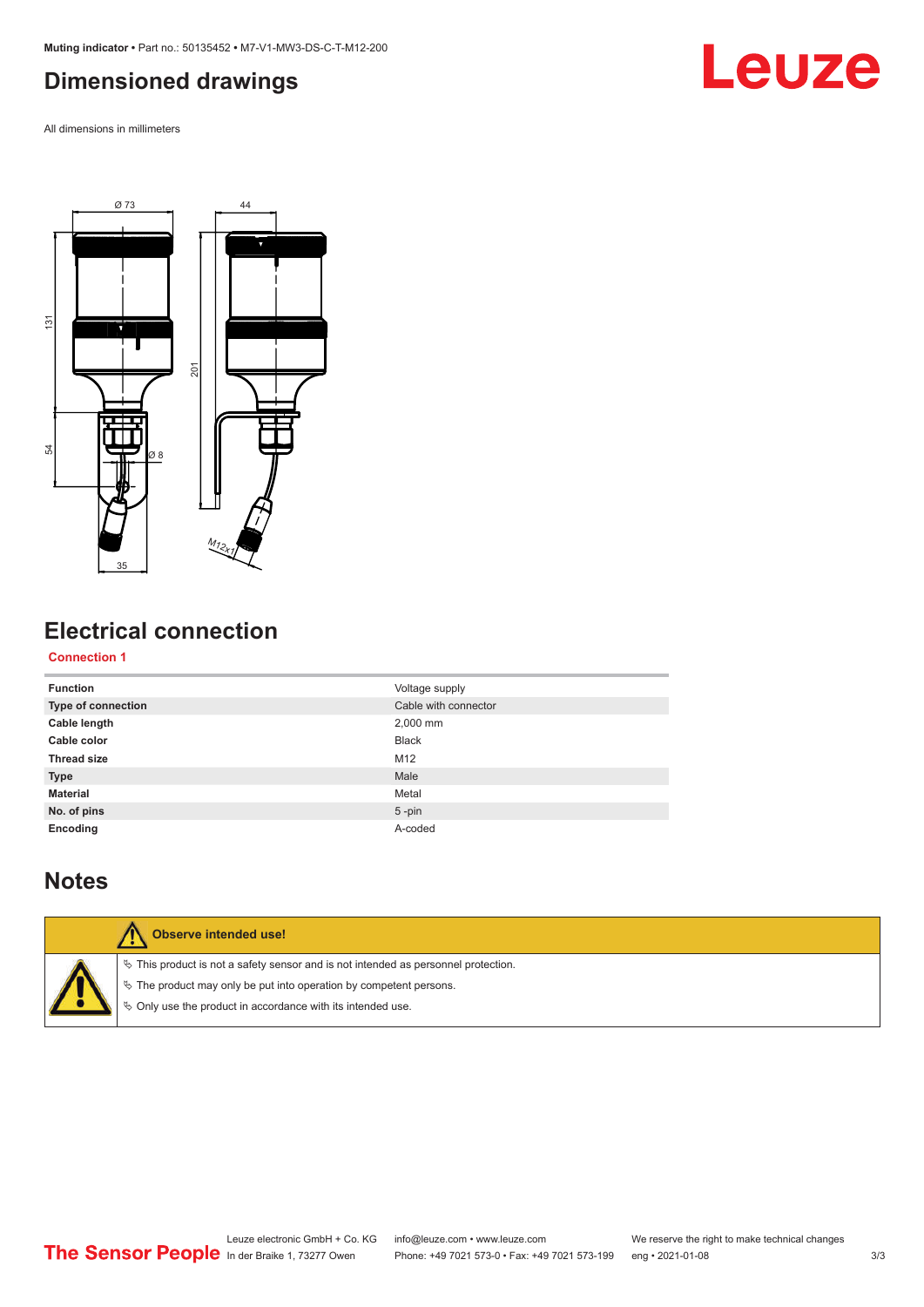## Dimensioned drawings

All dimensions in millimeters

Ø 73
44
131
201
54
Ø 8
35
M12x1

## Electrical connection

**Connection 1**

| | |
|---|---|
| **Function** | Voltage supply |
| **Type of connection** | Cable with connector |
| **Cable length** | 2,000 mm |
| **Cable color** | Black |
| **Thread size** | M12 |
| **Type** | Male |
| **Material** | Metal |
| **No. of pins** | 5 -pin |
| **Encoding** | A-coded |

## Notes

**Observe intended use!**

- This product is not a safety sensor and is not intended as personnel protection.
- The product may only be put into operation by competent persons.
- Only use the product in accordance with its intended use.